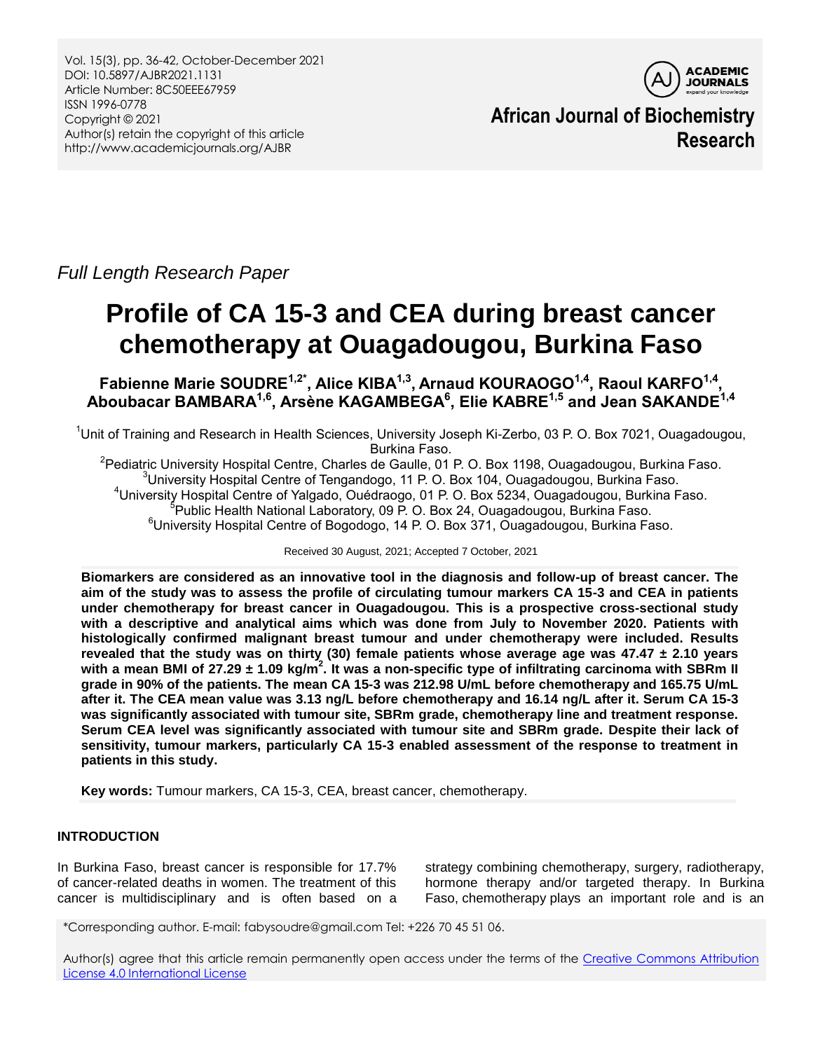*Full Length Research Paper*

# Profile of CA 15-3 and CEA during breast cancer chemotherapy at Ouagadougou, Burkina Faso

**Fabienne Marie SOUDRE[1,2*], Alice KIBA[1,3], Arnaud KOURAOGO[1,4], Raoul KARFO[1,4], Aboubacar BAMBARA[1,6], Arsène KAGAMBEGA[6], Elie KABRE[1,5] and Jean SAKANDE[1,4]**

[1]Unit of Training and Research in Health Sciences, University Joseph Ki-Zerbo, 03 P. O. Box 7021, Ouagadougou, Burkina Faso.

[2]Pediatric University Hospital Centre, Charles de Gaulle, 01 P. O. Box 1198, Ouagadougou, Burkina Faso.

[3]University Hospital Centre of Tengandogo, 11 P. O. Box 104, Ouagadougou, Burkina Faso.

[4]University Hospital Centre of Yalgado, Ouédraogo, 01 P. O. Box 5234, Ouagadougou, Burkina Faso.

[5]Public Health National Laboratory, 09 P. O. Box 24, Ouagadougou, Burkina Faso.

[6]University Hospital Centre of Bogodogo, 14 P. O. Box 371, Ouagadougou, Burkina Faso.

Received 30 August, 2021; Accepted 7 October, 2021

**Biomarkers are considered as an innovative tool in the diagnosis and follow-up of breast cancer. The aim of the study was to assess the profile of circulating tumour markers CA 15-3 and CEA in patients under chemotherapy for breast cancer in Ouagadougou. This is a prospective cross-sectional study with a descriptive and analytical aims which was done from July to November 2020. Patients with histologically confirmed malignant breast tumour and under chemotherapy were included. Results revealed that the study was on thirty (30) female patients whose average age was 47.47 ± 2.10 years with a mean BMI of 27.29 ± 1.09 kg/m$^2$. It was a non-specific type of infiltrating carcinoma with SBRm II grade in 90% of the patients. The mean CA 15-3 was 212.98 U/mL before chemotherapy and 165.75 U/mL after it. The CEA mean value was 3.13 ng/L before chemotherapy and 16.14 ng/L after it. Serum CA 15-3 was significantly associated with tumour site, SBRm grade, chemotherapy line and treatment response. Serum CEA level was significantly associated with tumour site and SBRm grade. Despite their lack of sensitivity, tumour markers, particularly CA 15-3 enabled assessment of the response to treatment in patients in this study.**

**Key words:** Tumour markers, CA 15-3, CEA, breast cancer, chemotherapy.

## INTRODUCTION

In Burkina Faso, breast cancer is responsible for 17.7% of cancer-related deaths in women. The treatment of this cancer is multidisciplinary and is often based on a strategy combining chemotherapy, surgery, radiotherapy, hormone therapy and/or targeted therapy. In Burkina Faso, chemotherapy plays an important role and is an

*Corresponding author. E-mail: fabysoudre@gmail.com Tel: +226 70 45 51 06.

Author(s) agree that this article remain permanently open access under the terms of the Creative Commons Attribution License 4.0 International License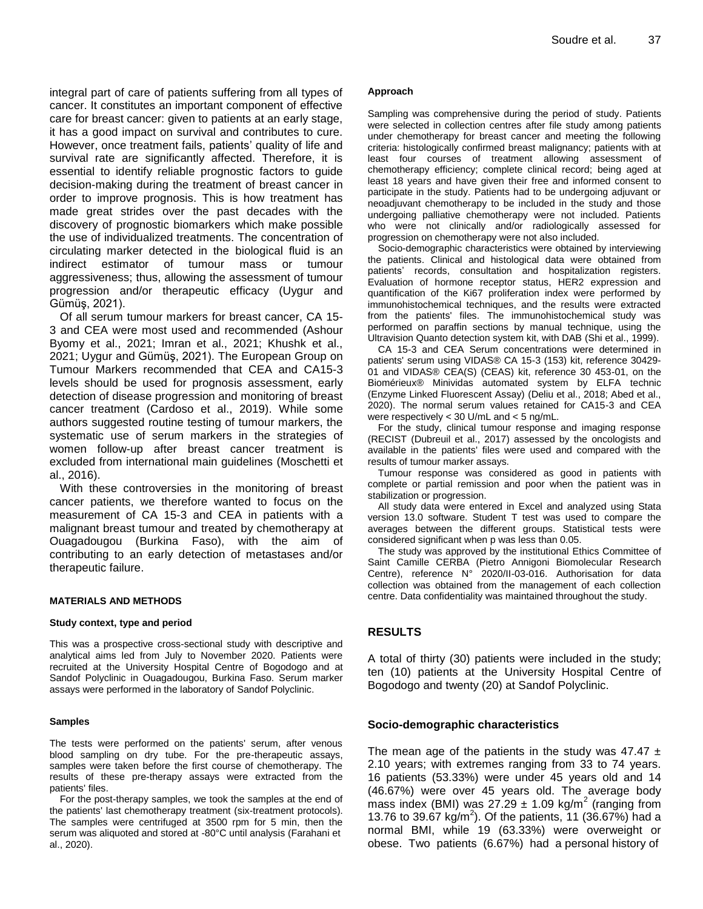integral part of care of patients suffering from all types of cancer. It constitutes an important component of effective care for breast cancer: given to patients at an early stage, it has a good impact on survival and contributes to cure. However, once treatment fails, patients' quality of life and survival rate are significantly affected. Therefore, it is essential to identify reliable prognostic factors to guide decision-making during the treatment of breast cancer in order to improve prognosis. This is how treatment has made great strides over the past decades with the discovery of prognostic biomarkers which make possible the use of individualized treatments. The concentration of circulating marker detected in the biological fluid is an indirect estimator of tumour mass or tumour aggressiveness; thus, allowing the assessment of tumour progression and/or therapeutic efficacy (Uygur and Gümüş, 2021).

Of all serum tumour markers for breast cancer, CA 15-3 and CEA were most used and recommended (Ashour Byomy et al., 2021; Imran et al., 2021; Khushk et al., 2021; Uygur and Gümüş, 2021). The European Group on Tumour Markers recommended that CEA and CA15-3 levels should be used for prognosis assessment, early detection of disease progression and monitoring of breast cancer treatment (Cardoso et al., 2019). While some authors suggested routine testing of tumour markers, the systematic use of serum markers in the strategies of women follow-up after breast cancer treatment is excluded from international main guidelines (Moschetti et al., 2016).

With these controversies in the monitoring of breast cancer patients, we therefore wanted to focus on the measurement of CA 15-3 and CEA in patients with a malignant breast tumour and treated by chemotherapy at Ouagadougou (Burkina Faso), with the aim of contributing to an early detection of metastases and/or therapeutic failure.

## MATERIALS AND METHODS

### Study context, type and period

This was a prospective cross-sectional study with descriptive and analytical aims led from July to November 2020. Patients were recruited at the University Hospital Centre of Bogodogo and at Sandof Polyclinic in Ouagadougou, Burkina Faso. Serum marker assays were performed in the laboratory of Sandof Polyclinic.

### Samples

The tests were performed on the patients' serum, after venous blood sampling on dry tube. For the pre-therapeutic assays, samples were taken before the first course of chemotherapy. The results of these pre-therapy assays were extracted from the patients' files.

For the post-therapy samples, we took the samples at the end of the patients' last chemotherapy treatment (six-treatment protocols). The samples were centrifuged at 3500 rpm for 5 min, then the serum was aliquoted and stored at -80°C until analysis (Farahani et al., 2020).

### Approach

Sampling was comprehensive during the period of study. Patients were selected in collection centres after file study among patients under chemotherapy for breast cancer and meeting the following criteria: histologically confirmed breast malignancy; patients with at least four courses of treatment allowing assessment of chemotherapy efficiency; complete clinical record; being aged at least 18 years and have given their free and informed consent to participate in the study. Patients had to be undergoing adjuvant or neoadjuvant chemotherapy to be included in the study and those undergoing palliative chemotherapy were not included. Patients who were not clinically and/or radiologically assessed for progression on chemotherapy were not also included.

Socio-demographic characteristics were obtained by interviewing the patients. Clinical and histological data were obtained from patients' records, consultation and hospitalization registers. Evaluation of hormone receptor status, HER2 expression and quantification of the Ki67 proliferation index were performed by immunohistochemical techniques, and the results were extracted from the patients' files. The immunohistochemical study was performed on paraffin sections by manual technique, using the Ultravision Quanto detection system kit, with DAB (Shi et al., 1999).

CA 15-3 and CEA Serum concentrations were determined in patients' serum using VIDAS® CA 15-3 (153) kit, reference 30429-01 and VIDAS® CEA(S) (CEAS) kit, reference 30 453-01, on the Biomérieux® Minividas automated system by ELFA technic (Enzyme Linked Fluorescent Assay) (Deliu et al., 2018; Abed et al., 2020). The normal serum values retained for CA15-3 and CEA were respectively < 30 U/mL and < 5 ng/mL.

For the study, clinical tumour response and imaging response (RECIST (Dubreuil et al., 2017) assessed by the oncologists and available in the patients' files were used and compared with the results of tumour marker assays.

Tumour response was considered as good in patients with complete or partial remission and poor when the patient was in stabilization or progression.

All study data were entered in Excel and analyzed using Stata version 13.0 software. Student T test was used to compare the averages between the different groups. Statistical tests were considered significant when p was less than 0.05.

The study was approved by the institutional Ethics Committee of Saint Camille CERBA (Pietro Annigoni Biomolecular Research Centre), reference N° 2020/II-03-016. Authorisation for data collection was obtained from the management of each collection centre. Data confidentiality was maintained throughout the study.

## RESULTS

A total of thirty (30) patients were included in the study; ten (10) patients at the University Hospital Centre of Bogodogo and twenty (20) at Sandof Polyclinic.

### Socio-demographic characteristics

The mean age of the patients in the study was 47.47 ± 2.10 years; with extremes ranging from 33 to 74 years. 16 patients (53.33%) were under 45 years old and 14 (46.67%) were over 45 years old. The average body mass index (BMI) was 27.29 ± 1.09 kg/m$^2$ (ranging from 13.76 to 39.67 kg/m$^2$). Of the patients, 11 (36.67%) had a normal BMI, while 19 (63.33%) were overweight or obese. Two patients (6.67%) had a personal history of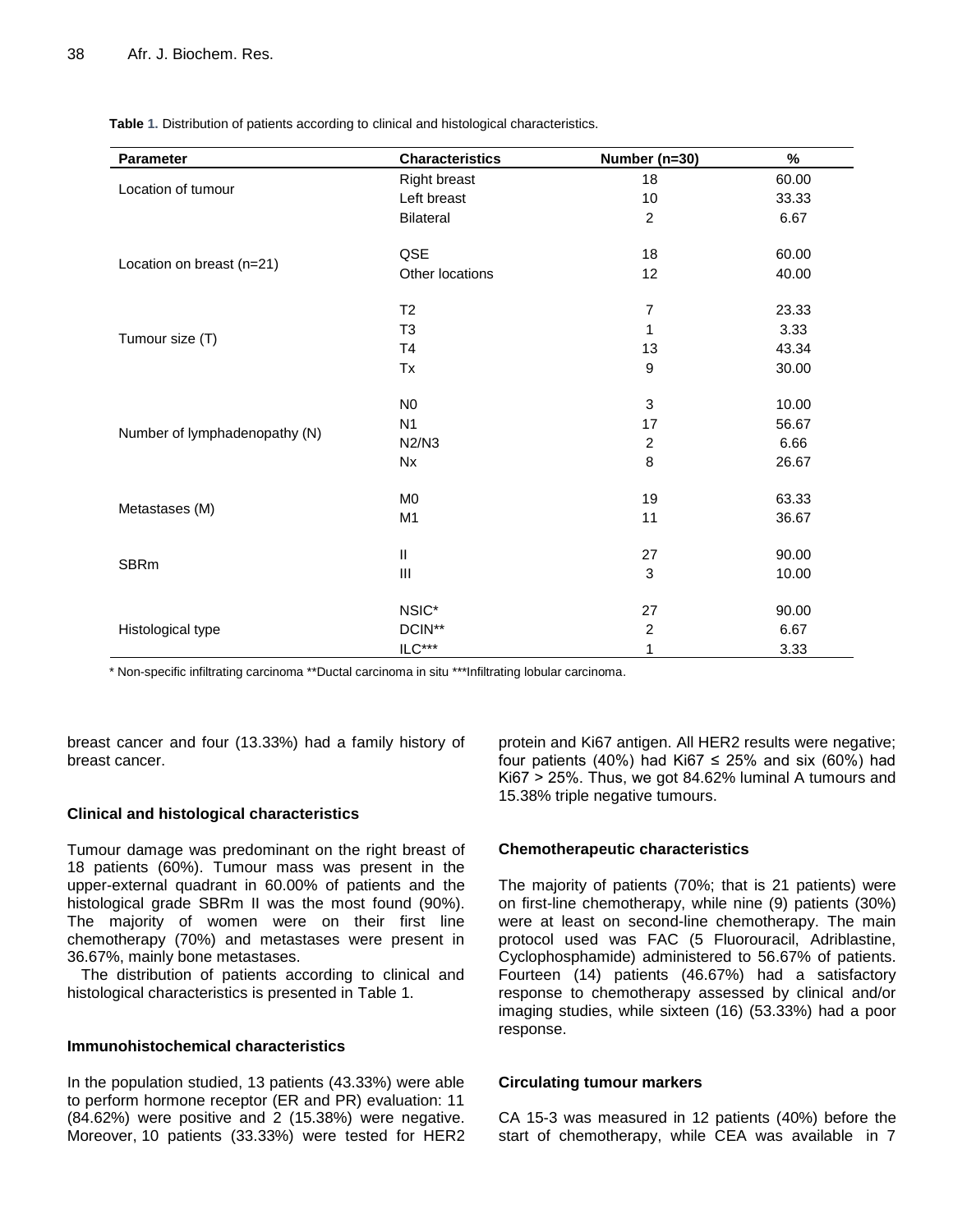**Table 1.** Distribution of patients according to clinical and histological characteristics.

| Parameter | Characteristics | Number (n=30) | % |
|---|---|---|---|
| Location of tumour | Right breast | 18 | 60.00 |
| | Left breast | 10 | 33.33 |
| | Bilateral | 2 | 6.67 |
| Location on breast (n=21) | QSE | 18 | 60.00 |
| | Other locations | 12 | 40.00 |
| Tumour size (T) | T2 | 7 | 23.33 |
| | T3 | 1 | 3.33 |
| | T4 | 13 | 43.34 |
| | Tx | 9 | 30.00 |
| Number of lymphadenopathy (N) | N0 | 3 | 10.00 |
| | N1 | 17 | 56.67 |
| | N2/N3 | 2 | 6.66 |
| | Nx | 8 | 26.67 |
| Metastases (M) | M0 | 19 | 63.33 |
| | M1 | 11 | 36.67 |
| SBRm | II | 27 | 90.00 |
| | III | 3 | 10.00 |
| Histological type | NSIC* | 27 | 90.00 |
| | DCIN** | 2 | 6.67 |
| | ILC*** | 1 | 3.33 |

\* Non-specific infiltrating carcinoma **Ductal carcinoma in situ ***Infiltrating lobular carcinoma.

breast cancer and four (13.33%) had a family history of breast cancer.

### Clinical and histological characteristics

Tumour damage was predominant on the right breast of 18 patients (60%). Tumour mass was present in the upper-external quadrant in 60.00% of patients and the histological grade SBRm II was the most found (90%). The majority of women were on their first line chemotherapy (70%) and metastases were present in 36.67%, mainly bone metastases.

The distribution of patients according to clinical and histological characteristics is presented in Table 1.

### Immunohistochemical characteristics

In the population studied, 13 patients (43.33%) were able to perform hormone receptor (ER and PR) evaluation: 11 (84.62%) were positive and 2 (15.38%) were negative. Moreover, 10 patients (33.33%) were tested for HER2 protein and Ki67 antigen. All HER2 results were negative; four patients (40%) had Ki67 ≤ 25% and six (60%) had Ki67 > 25%. Thus, we got 84.62% luminal A tumours and 15.38% triple negative tumours.

### Chemotherapeutic characteristics

The majority of patients (70%; that is 21 patients) were on first-line chemotherapy, while nine (9) patients (30%) were at least on second-line chemotherapy. The main protocol used was FAC (5 Fluorouracil, Adriblastine, Cyclophosphamide) administered to 56.67% of patients. Fourteen (14) patients (46.67%) had a satisfactory response to chemotherapy assessed by clinical and/or imaging studies, while sixteen (16) (53.33%) had a poor response.

### Circulating tumour markers

CA 15-3 was measured in 12 patients (40%) before the start of chemotherapy, while CEA was available in 7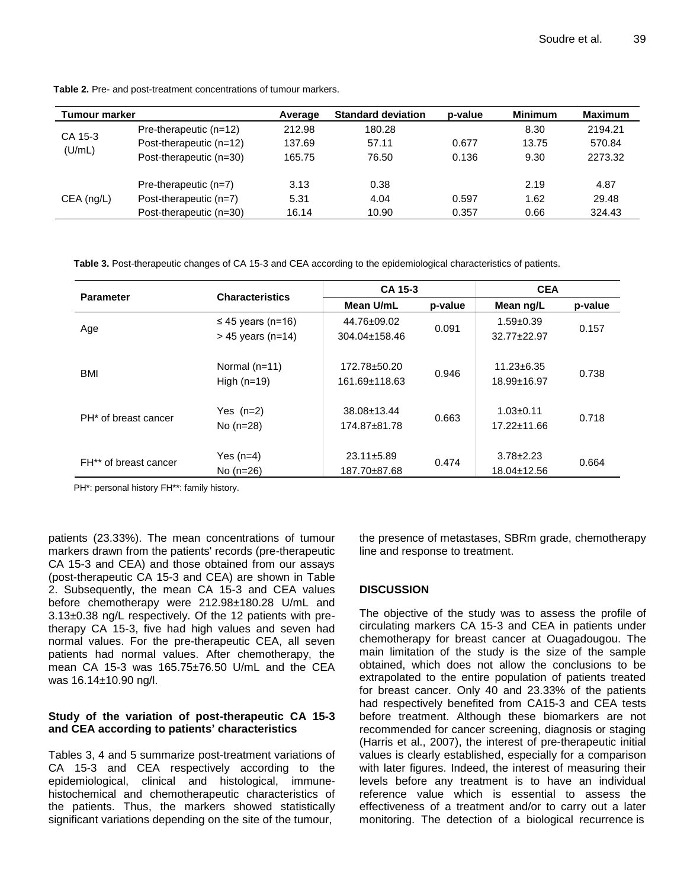**Table 2.** Pre- and post-treatment concentrations of tumour markers.

| Tumour marker | | Average | Standard deviation | p-value | Minimum | Maximum |
|---|---|---|---|---|---|---|
| CA 15-3 (U/mL) | Pre-therapeutic (n=12) | 212.98 | 180.28 | | 8.30 | 2194.21 |
| | Post-therapeutic (n=12) | 137.69 | 57.11 | 0.677 | 13.75 | 570.84 |
| | Post-therapeutic (n=30) | 165.75 | 76.50 | 0.136 | 9.30 | 2273.32 |
| CEA (ng/L) | Pre-therapeutic (n=7) | 3.13 | 0.38 | | 2.19 | 4.87 |
| | Post-therapeutic (n=7) | 5.31 | 4.04 | 0.597 | 1.62 | 29.48 |
| | Post-therapeutic (n=30) | 16.14 | 10.90 | 0.357 | 0.66 | 324.43 |

**Table 3.** Post-therapeutic changes of CA 15-3 and CEA according to the epidemiological characteristics of patients.

| Parameter | Characteristics | CA 15-3 | | CEA | |
|---|---|---|---|---|---|
| | | Mean U/mL | p-value | Mean ng/L | p-value |
| Age | ≤ 45 years (n=16) | 44.76±09.02 | 0.091 | 1.59±0.39 | 0.157 |
| | > 45 years (n=14) | 304.04±158.46 | | 32.77±22.97 | |
| BMI | Normal (n=11) | 172.78±50.20 | 0.946 | 11.23±6.35 | 0.738 |
| | High (n=19) | 161.69±118.63 | | 18.99±16.97 | |
| PH* of breast cancer | Yes (n=2) | 38.08±13.44 | 0.663 | 1.03±0.11 | 0.718 |
| | No (n=28) | 174.87±81.78 | | 17.22±11.66 | |
| FH** of breast cancer | Yes (n=4) | 23.11±5.89 | 0.474 | 3.78±2.23 | 0.664 |
| | No (n=26) | 187.70±87.68 | | 18.04±12.56 | |

PH*: personal history FH**: family history.

patients (23.33%). The mean concentrations of tumour markers drawn from the patients' records (pre-therapeutic CA 15-3 and CEA) and those obtained from our assays (post-therapeutic CA 15-3 and CEA) are shown in Table 2. Subsequently, the mean CA 15-3 and CEA values before chemotherapy were 212.98±180.28 U/mL and 3.13±0.38 ng/L respectively. Of the 12 patients with pre-therapy CA 15-3, five had high values and seven had normal values. For the pre-therapeutic CEA, all seven patients had normal values. After chemotherapy, the mean CA 15-3 was 165.75±76.50 U/mL and the CEA was 16.14±10.90 ng/l.

### Study of the variation of post-therapeutic CA 15-3 and CEA according to patients' characteristics

Tables 3, 4 and 5 summarize post-treatment variations of CA 15-3 and CEA respectively according to the epidemiological, clinical and histological, immune-histochemical and chemotherapeutic characteristics of the patients. Thus, the markers showed statistically significant variations depending on the site of the tumour, the presence of metastases, SBRm grade, chemotherapy line and response to treatment.

## DISCUSSION

The objective of the study was to assess the profile of circulating markers CA 15-3 and CEA in patients under chemotherapy for breast cancer at Ouagadougou. The main limitation of the study is the size of the sample obtained, which does not allow the conclusions to be extrapolated to the entire population of patients treated for breast cancer. Only 40 and 23.33% of the patients had respectively benefited from CA15-3 and CEA tests before treatment. Although these biomarkers are not recommended for cancer screening, diagnosis or staging (Harris et al., 2007), the interest of pre-therapeutic initial values is clearly established, especially for a comparison with later figures. Indeed, the interest of measuring their levels before any treatment is to have an individual reference value which is essential to assess the effectiveness of a treatment and/or to carry out a later monitoring. The detection of a biological recurrence is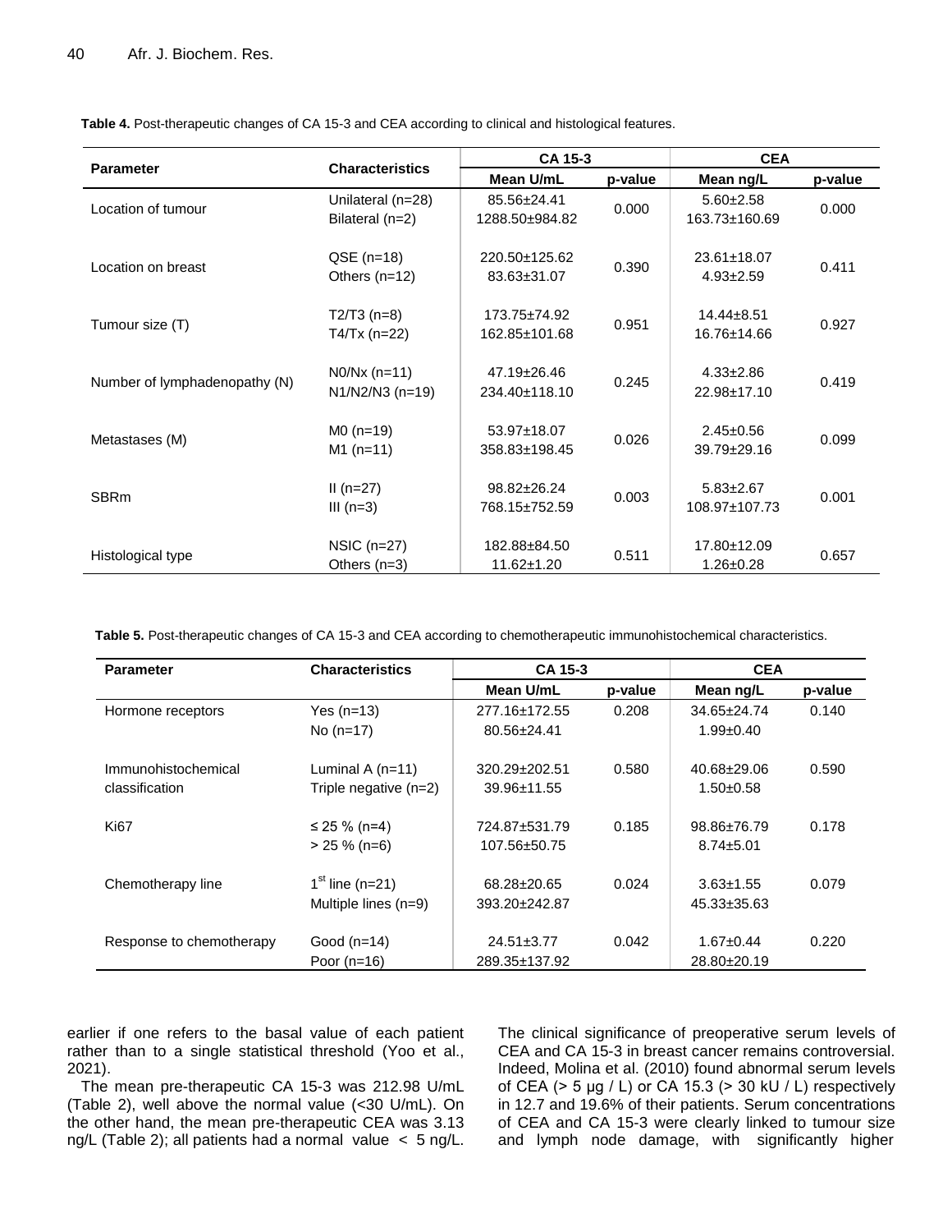**Table 4.** Post-therapeutic changes of CA 15-3 and CEA according to clinical and histological features.

| Parameter | Characteristics | CA 15-3 | | CEA | |
|---|---|---|---|---|---|
| | | Mean U/mL | p-value | Mean ng/L | p-value |
| Location of tumour | Unilateral (n=28) | 85.56±24.41 | 0.000 | 5.60±2.58 | 0.000 |
| | Bilateral (n=2) | 1288.50±984.82 | | 163.73±160.69 | |
| Location on breast | QSE (n=18) | 220.50±125.62 | 0.390 | 23.61±18.07 | 0.411 |
| | Others (n=12) | 83.63±31.07 | | 4.93±2.59 | |
| Tumour size (T) | T2/T3 (n=8) | 173.75±74.92 | 0.951 | 14.44±8.51 | 0.927 |
| | T4/Tx (n=22) | 162.85±101.68 | | 16.76±14.66 | |
| Number of lymphadenopathy (N) | N0/Nx (n=11) | 47.19±26.46 | 0.245 | 4.33±2.86 | 0.419 |
| | N1/N2/N3 (n=19) | 234.40±118.10 | | 22.98±17.10 | |
| Metastases (M) | M0 (n=19) | 53.97±18.07 | 0.026 | 2.45±0.56 | 0.099 |
| | M1 (n=11) | 358.83±198.45 | | 39.79±29.16 | |
| SBRm | II (n=27) | 98.82±26.24 | 0.003 | 5.83±2.67 | 0.001 |
| | III (n=3) | 768.15±752.59 | | 108.97±107.73 | |
| Histological type | NSIC (n=27) | 182.88±84.50 | 0.511 | 17.80±12.09 | 0.657 |
| | Others (n=3) | 11.62±1.20 | | 1.26±0.28 | |

**Table 5.** Post-therapeutic changes of CA 15-3 and CEA according to chemotherapeutic immunohistochemical characteristics.

| Parameter | Characteristics | CA 15-3 | | CEA | |
|---|---|---|---|---|---|
| | | Mean U/mL | p-value | Mean ng/L | p-value |
| Hormone receptors | Yes (n=13) | 277.16±172.55 | 0.208 | 34.65±24.74 | 0.140 |
| | No (n=17) | 80.56±24.41 | | 1.99±0.40 | |
| Immunohistochemical classification | Luminal A (n=11) | 320.29±202.51 | 0.580 | 40.68±29.06 | 0.590 |
| | Triple negative (n=2) | 39.96±11.55 | | 1.50±0.58 | |
| Ki67 | ≤ 25 % (n=4) | 724.87±531.79 | 0.185 | 98.86±76.79 | 0.178 |
| | > 25 % (n=6) | 107.56±50.75 | | 8.74±5.01 | |
| Chemotherapy line | 1st line (n=21) | 68.28±20.65 | 0.024 | 3.63±1.55 | 0.079 |
| | Multiple lines (n=9) | 393.20±242.87 | | 45.33±35.63 | |
| Response to chemotherapy | Good (n=14) | 24.51±3.77 | 0.042 | 1.67±0.44 | 0.220 |
| | Poor (n=16) | 289.35±137.92 | | 28.80±20.19 | |

earlier if one refers to the basal value of each patient rather than to a single statistical threshold (Yoo et al., 2021).

The mean pre-therapeutic CA 15-3 was 212.98 U/mL (Table 2), well above the normal value (<30 U/mL). On the other hand, the mean pre-therapeutic CEA was 3.13 ng/L (Table 2); all patients had a normal value < 5 ng/L. The clinical significance of preoperative serum levels of CEA and CA 15-3 in breast cancer remains controversial. Indeed, Molina et al. (2010) found abnormal serum levels of CEA (> 5 µg / L) or CA 15.3 (> 30 kU / L) respectively in 12.7 and 19.6% of their patients. Serum concentrations of CEA and CA 15-3 were clearly linked to tumour size and lymph node damage, with significantly higher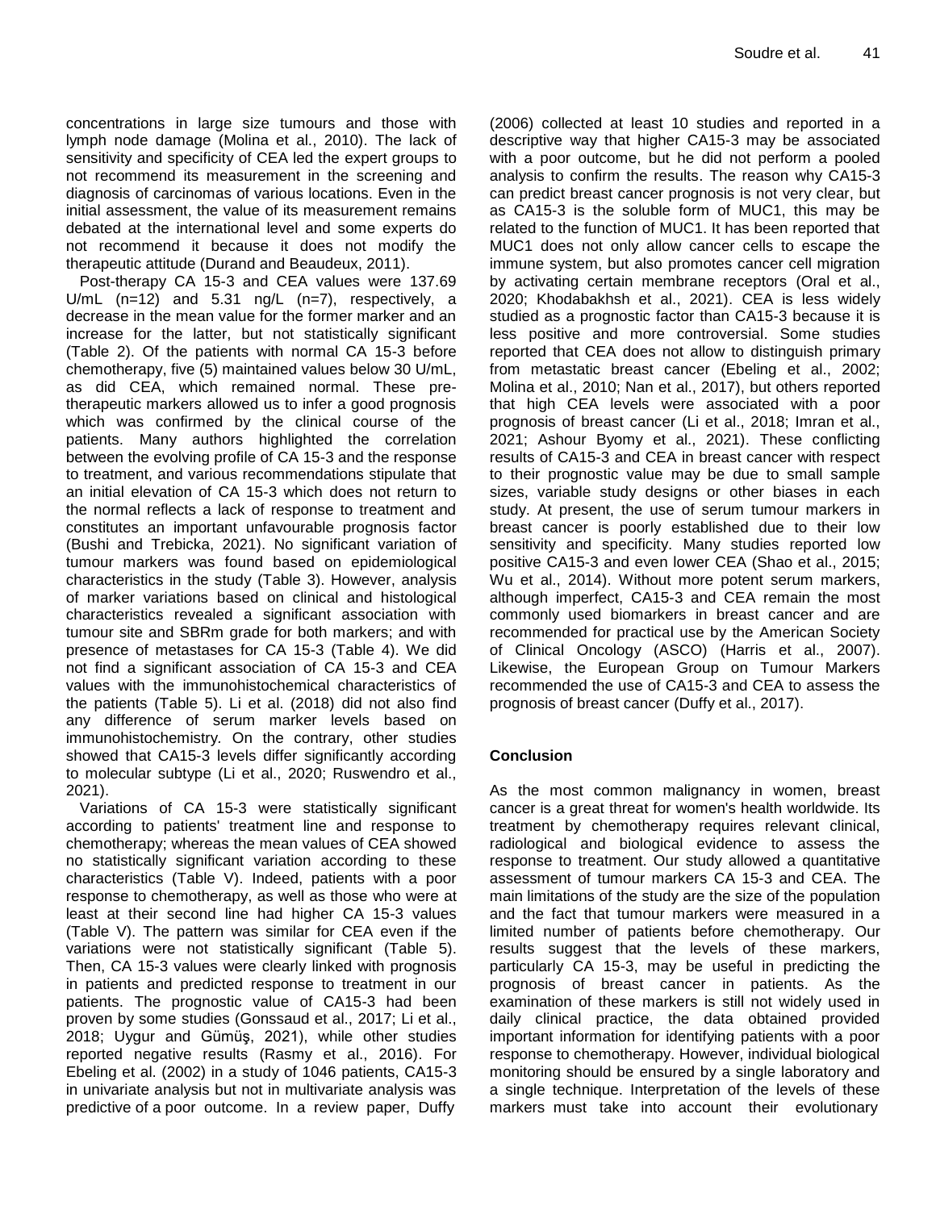concentrations in large size tumours and those with lymph node damage (Molina et al., 2010). The lack of sensitivity and specificity of CEA led the expert groups to not recommend its measurement in the screening and diagnosis of carcinomas of various locations. Even in the initial assessment, the value of its measurement remains debated at the international level and some experts do not recommend it because it does not modify the therapeutic attitude (Durand and Beaudeux, 2011).

Post-therapy CA 15-3 and CEA values were 137.69 U/mL (n=12) and 5.31 ng/L (n=7), respectively, a decrease in the mean value for the former marker and an increase for the latter, but not statistically significant (Table 2). Of the patients with normal CA 15-3 before chemotherapy, five (5) maintained values below 30 U/mL, as did CEA, which remained normal. These pre-therapeutic markers allowed us to infer a good prognosis which was confirmed by the clinical course of the patients. Many authors highlighted the correlation between the evolving profile of CA 15-3 and the response to treatment, and various recommendations stipulate that an initial elevation of CA 15-3 which does not return to the normal reflects a lack of response to treatment and constitutes an important unfavourable prognosis factor (Bushi and Trebicka, 2021). No significant variation of tumour markers was found based on epidemiological characteristics in the study (Table 3). However, analysis of marker variations based on clinical and histological characteristics revealed a significant association with tumour site and SBRm grade for both markers; and with presence of metastases for CA 15-3 (Table 4). We did not find a significant association of CA 15-3 and CEA values with the immunohistochemical characteristics of the patients (Table 5). Li et al. (2018) did not also find any difference of serum marker levels based on immunohistochemistry. On the contrary, other studies showed that CA15-3 levels differ significantly according to molecular subtype (Li et al., 2020; Ruswendro et al., 2021).

Variations of CA 15-3 were statistically significant according to patients' treatment line and response to chemotherapy; whereas the mean values of CEA showed no statistically significant variation according to these characteristics (Table V). Indeed, patients with a poor response to chemotherapy, as well as those who were at least at their second line had higher CA 15-3 values (Table V). The pattern was similar for CEA even if the variations were not statistically significant (Table 5). Then, CA 15-3 values were clearly linked with prognosis in patients and predicted response to treatment in our patients. The prognostic value of CA15-3 had been proven by some studies (Gonssaud et al., 2017; Li et al., 2018; Uygur and Gümüş, 2021), while other studies reported negative results (Rasmy et al., 2016). For Ebeling et al. (2002) in a study of 1046 patients, CA15-3 in univariate analysis but not in multivariate analysis was predictive of a poor outcome. In a review paper, Duffy (2006) collected at least 10 studies and reported in a descriptive way that higher CA15-3 may be associated with a poor outcome, but he did not perform a pooled analysis to confirm the results. The reason why CA15-3 can predict breast cancer prognosis is not very clear, but as CA15-3 is the soluble form of MUC1, this may be related to the function of MUC1. It has been reported that MUC1 does not only allow cancer cells to escape the immune system, but also promotes cancer cell migration by activating certain membrane receptors (Oral et al., 2020; Khodabakhsh et al., 2021). CEA is less widely studied as a prognostic factor than CA15-3 because it is less positive and more controversial. Some studies reported that CEA does not allow to distinguish primary from metastatic breast cancer (Ebeling et al., 2002; Molina et al., 2010; Nan et al., 2017), but others reported that high CEA levels were associated with a poor prognosis of breast cancer (Li et al., 2018; Imran et al., 2021; Ashour Byomy et al., 2021). These conflicting results of CA15-3 and CEA in breast cancer with respect to their prognostic value may be due to small sample sizes, variable study designs or other biases in each study. At present, the use of serum tumour markers in breast cancer is poorly established due to their low sensitivity and specificity. Many studies reported low positive CA15-3 and even lower CEA (Shao et al., 2015; Wu et al., 2014). Without more potent serum markers, although imperfect, CA15-3 and CEA remain the most commonly used biomarkers in breast cancer and are recommended for practical use by the American Society of Clinical Oncology (ASCO) (Harris et al., 2007). Likewise, the European Group on Tumour Markers recommended the use of CA15-3 and CEA to assess the prognosis of breast cancer (Duffy et al., 2017).

## Conclusion

As the most common malignancy in women, breast cancer is a great threat for women's health worldwide. Its treatment by chemotherapy requires relevant clinical, radiological and biological evidence to assess the response to treatment. Our study allowed a quantitative assessment of tumour markers CA 15-3 and CEA. The main limitations of the study are the size of the population and the fact that tumour markers were measured in a limited number of patients before chemotherapy. Our results suggest that the levels of these markers, particularly CA 15-3, may be useful in predicting the prognosis of breast cancer in patients. As the examination of these markers is still not widely used in daily clinical practice, the data obtained provided important information for identifying patients with a poor response to chemotherapy. However, individual biological monitoring should be ensured by a single laboratory and a single technique. Interpretation of the levels of these markers must take into account their evolutionary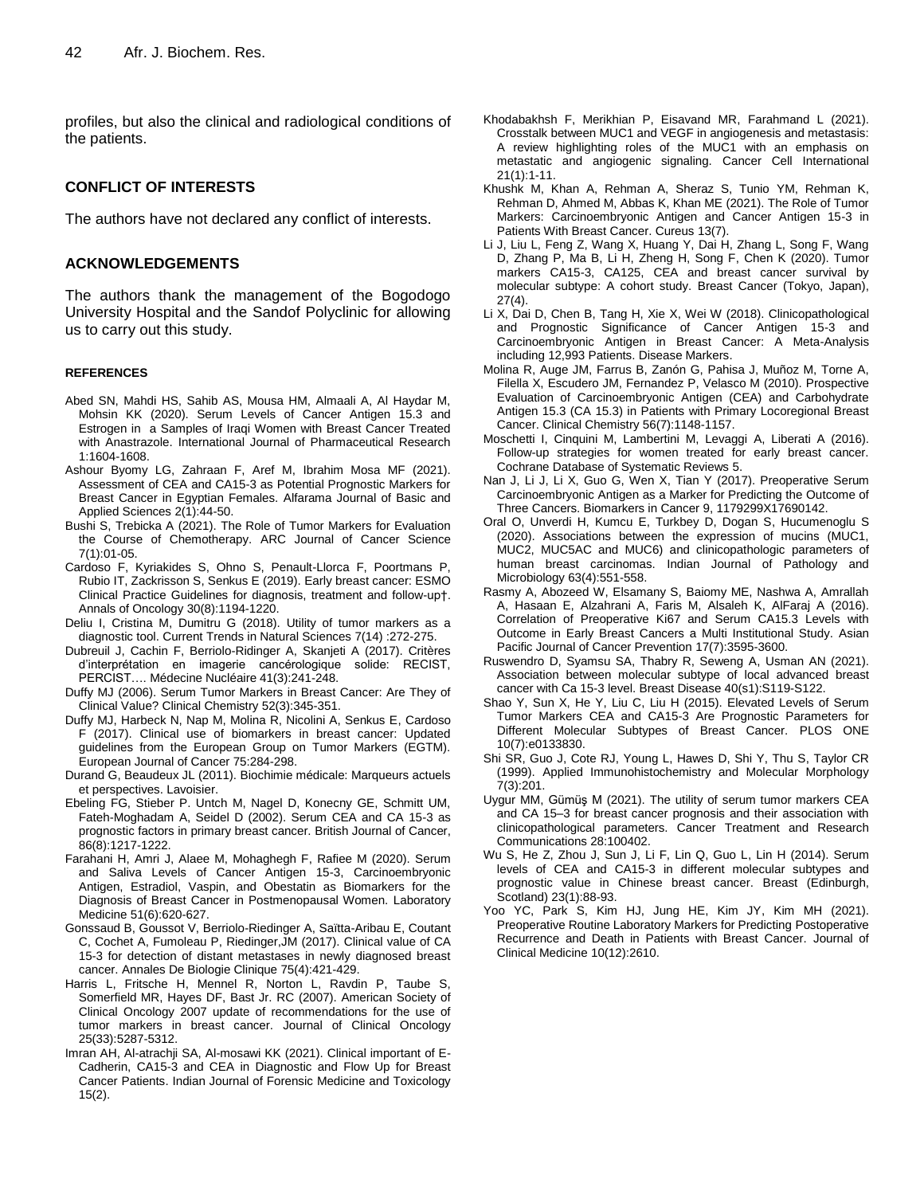profiles, but also the clinical and radiological conditions of the patients.

## CONFLICT OF INTERESTS

The authors have not declared any conflict of interests.

## ACKNOWLEDGEMENTS

The authors thank the management of the Bogodogo University Hospital and the Sandof Polyclinic for allowing us to carry out this study.

## REFERENCES

Abed SN, Mahdi HS, Sahib AS, Mousa HM, Almaali A, Al Haydar M, Mohsin KK (2020). Serum Levels of Cancer Antigen 15.3 and Estrogen in a Samples of Iraqi Women with Breast Cancer Treated with Anastrazole. International Journal of Pharmaceutical Research 1:1604-1608.

Ashour Byomy LG, Zahraan F, Aref M, Ibrahim Mosa MF (2021). Assessment of CEA and CA15-3 as Potential Prognostic Markers for Breast Cancer in Egyptian Females. Alfarama Journal of Basic and Applied Sciences 2(1):44-50.

Bushi S, Trebicka A (2021). The Role of Tumor Markers for Evaluation the Course of Chemotherapy. ARC Journal of Cancer Science 7(1):01-05.

Cardoso F, Kyriakides S, Ohno S, Penault-Llorca F, Poortmans P, Rubio IT, Zackrisson S, Senkus E (2019). Early breast cancer: ESMO Clinical Practice Guidelines for diagnosis, treatment and follow-up†. Annals of Oncology 30(8):1194-1220.

Deliu I, Cristina M, Dumitru G (2018). Utility of tumor markers as a diagnostic tool. Current Trends in Natural Sciences 7(14) :272-275.

Dubreuil J, Cachin F, Berriolo-Ridinger A, Skanjeti A (2017). Critères d'interprétation en imagerie cancérologique solide: RECIST, PERCIST…. Médecine Nucléaire 41(3):241-248.

Duffy MJ (2006). Serum Tumor Markers in Breast Cancer: Are They of Clinical Value? Clinical Chemistry 52(3):345-351.

Duffy MJ, Harbeck N, Nap M, Molina R, Nicolini A, Senkus E, Cardoso F (2017). Clinical use of biomarkers in breast cancer: Updated guidelines from the European Group on Tumor Markers (EGTM). European Journal of Cancer 75:284-298.

Durand G, Beaudeux JL (2011). Biochimie médicale: Marqueurs actuels et perspectives. Lavoisier.

Ebeling FG, Stieber P. Untch M, Nagel D, Konecny GE, Schmitt UM, Fateh-Moghadam A, Seidel D (2002). Serum CEA and CA 15-3 as prognostic factors in primary breast cancer. British Journal of Cancer, 86(8):1217-1222.

Farahani H, Amri J, Alaee M, Mohaghegh F, Rafiee M (2020). Serum and Saliva Levels of Cancer Antigen 15-3, Carcinoembryonic Antigen, Estradiol, Vaspin, and Obestatin as Biomarkers for the Diagnosis of Breast Cancer in Postmenopausal Women. Laboratory Medicine 51(6):620-627.

Gonssaud B, Goussot V, Berriolo-Riedinger A, Saïtta-Aribau E, Coutant C, Cochet A, Fumoleau P, Riedinger,JM (2017). Clinical value of CA 15-3 for detection of distant metastases in newly diagnosed breast cancer. Annales De Biologie Clinique 75(4):421-429.

Harris L, Fritsche H, Mennel R, Norton L, Ravdin P, Taube S, Somerfield MR, Hayes DF, Bast Jr. RC (2007). American Society of Clinical Oncology 2007 update of recommendations for the use of tumor markers in breast cancer. Journal of Clinical Oncology 25(33):5287-5312.

Imran AH, Al-atrachji SA, Al-mosawi KK (2021). Clinical important of E-Cadherin, CA15-3 and CEA in Diagnostic and Flow Up for Breast Cancer Patients. Indian Journal of Forensic Medicine and Toxicology 15(2).

Khodabakhsh F, Merikhian P, Eisavand MR, Farahmand L (2021). Crosstalk between MUC1 and VEGF in angiogenesis and metastasis: A review highlighting roles of the MUC1 with an emphasis on metastatic and angiogenic signaling. Cancer Cell International 21(1):1-11.

Khushk M, Khan A, Rehman A, Sheraz S, Tunio YM, Rehman K, Rehman D, Ahmed M, Abbas K, Khan ME (2021). The Role of Tumor Markers: Carcinoembryonic Antigen and Cancer Antigen 15-3 in Patients With Breast Cancer. Cureus 13(7).

Li J, Liu L, Feng Z, Wang X, Huang Y, Dai H, Zhang L, Song F, Wang D, Zhang P, Ma B, Li H, Zheng H, Song F, Chen K (2020). Tumor markers CA15-3, CA125, CEA and breast cancer survival by molecular subtype: A cohort study. Breast Cancer (Tokyo, Japan), 27(4).

Li X, Dai D, Chen B, Tang H, Xie X, Wei W (2018). Clinicopathological and Prognostic Significance of Cancer Antigen 15-3 and Carcinoembryonic Antigen in Breast Cancer: A Meta-Analysis including 12,993 Patients. Disease Markers.

Molina R, Auge JM, Farrus B, Zanón G, Pahisa J, Muñoz M, Torne A, Filella X, Escudero JM, Fernandez P, Velasco M (2010). Prospective Evaluation of Carcinoembryonic Antigen (CEA) and Carbohydrate Antigen 15.3 (CA 15.3) in Patients with Primary Locoregional Breast Cancer. Clinical Chemistry 56(7):1148-1157.

Moschetti I, Cinquini M, Lambertini M, Levaggi A, Liberati A (2016). Follow-up strategies for women treated for early breast cancer. Cochrane Database of Systematic Reviews 5.

Nan J, Li J, Li X, Guo G, Wen X, Tian Y (2017). Preoperative Serum Carcinoembryonic Antigen as a Marker for Predicting the Outcome of Three Cancers. Biomarkers in Cancer 9, 1179299X17690142.

Oral O, Unverdi H, Kumcu E, Turkbey D, Dogan S, Hucumenoglu S (2020). Associations between the expression of mucins (MUC1, MUC2, MUC5AC and MUC6) and clinicopathologic parameters of human breast carcinomas. Indian Journal of Pathology and Microbiology 63(4):551-558.

Rasmy A, Abozeed W, Elsamany S, Baiomy ME, Nashwa A, Amrallah A, Hasaan E, Alzahrani A, Faris M, Alsaleh K, AlFaraj A (2016). Correlation of Preoperative Ki67 and Serum CA15.3 Levels with Outcome in Early Breast Cancers a Multi Institutional Study. Asian Pacific Journal of Cancer Prevention 17(7):3595-3600.

Ruswendro D, Syamsu SA, Thabry R, Seweng A, Usman AN (2021). Association between molecular subtype of local advanced breast cancer with Ca 15-3 level. Breast Disease 40(s1):S119-S122.

Shao Y, Sun X, He Y, Liu C, Liu H (2015). Elevated Levels of Serum Tumor Markers CEA and CA15-3 Are Prognostic Parameters for Different Molecular Subtypes of Breast Cancer. PLOS ONE 10(7):e0133830.

Shi SR, Guo J, Cote RJ, Young L, Hawes D, Shi Y, Thu S, Taylor CR (1999). Applied Immunohistochemistry and Molecular Morphology 7(3):201.

Uygur MM, Gümüş M (2021). The utility of serum tumor markers CEA and CA 15–3 for breast cancer prognosis and their association with clinicopathological parameters. Cancer Treatment and Research Communications 28:100402.

Wu S, He Z, Zhou J, Sun J, Li F, Lin Q, Guo L, Lin H (2014). Serum levels of CEA and CA15-3 in different molecular subtypes and prognostic value in Chinese breast cancer. Breast (Edinburgh, Scotland) 23(1):88-93.

Yoo YC, Park S, Kim HJ, Jung HE, Kim JY, Kim MH (2021). Preoperative Routine Laboratory Markers for Predicting Postoperative Recurrence and Death in Patients with Breast Cancer. Journal of Clinical Medicine 10(12):2610.